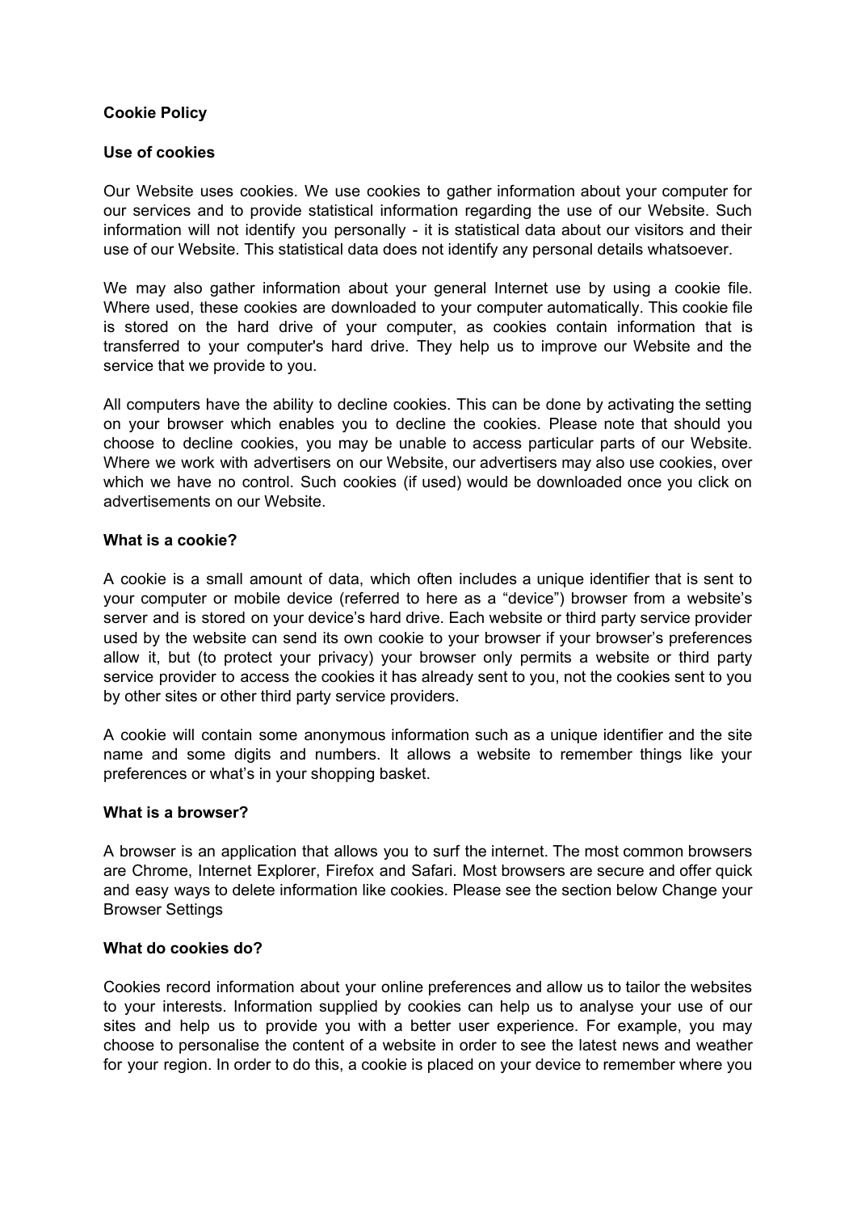**Cookie Policy**

**Use of cookies**

Our Website uses cookies. We use cookies to gather information about your computer for our services and to provide statistical information regarding the use of our Website. Such information will not identify you personally - it is statistical data about our visitors and their use of our Website. This statistical data does not identify any personal details whatsoever.

We may also gather information about your general Internet use by using a cookie file. Where used, these cookies are downloaded to your computer automatically. This cookie file is stored on the hard drive of your computer, as cookies contain information that is transferred to your computer's hard drive. They help us to improve our Website and the service that we provide to you.

All computers have the ability to decline cookies. This can be done by activating the setting on your browser which enables you to decline the cookies. Please note that should you choose to decline cookies, you may be unable to access particular parts of our Website. Where we work with advertisers on our Website, our advertisers may also use cookies, over which we have no control. Such cookies (if used) would be downloaded once you click on advertisements on our Website.

**What is a cookie?**

A cookie is a small amount of data, which often includes a unique identifier that is sent to your computer or mobile device (referred to here as a "device") browser from a website's server and is stored on your device's hard drive. Each website or third party service provider used by the website can send its own cookie to your browser if your browser's preferences allow it, but (to protect your privacy) your browser only permits a website or third party service provider to access the cookies it has already sent to you, not the cookies sent to you by other sites or other third party service providers.

A cookie will contain some anonymous information such as a unique identifier and the site name and some digits and numbers. It allows a website to remember things like your preferences or what's in your shopping basket.

**What is a browser?**

A browser is an application that allows you to surf the internet. The most common browsers are Chrome, Internet Explorer, Firefox and Safari. Most browsers are secure and offer quick and easy ways to delete information like cookies. Please see the section below Change your Browser Settings

**What do cookies do?**

Cookies record information about your online preferences and allow us to tailor the websites to your interests. Information supplied by cookies can help us to analyse your use of our sites and help us to provide you with a better user experience. For example, you may choose to personalise the content of a website in order to see the latest news and weather for your region. In order to do this, a cookie is placed on your device to remember where you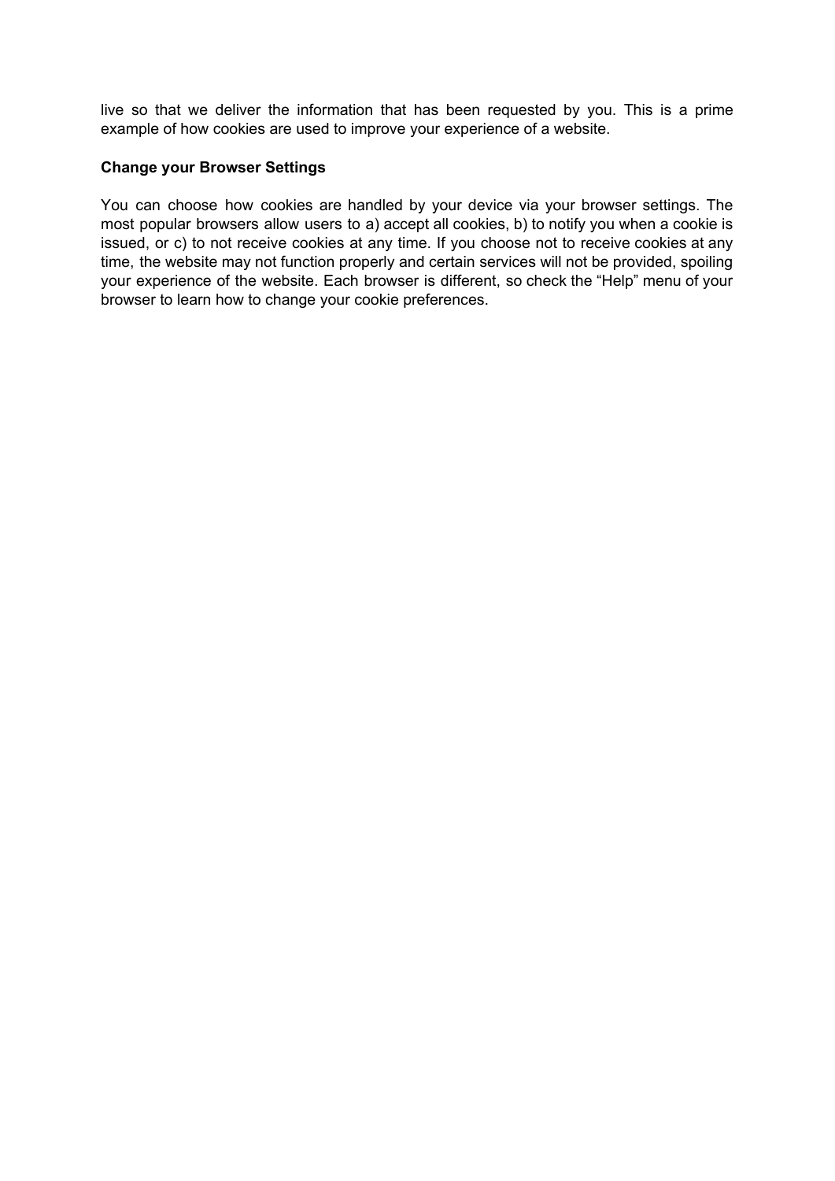live so that we deliver the information that has been requested by you. This is a prime example of how cookies are used to improve your experience of a website.

**Change your Browser Settings**

You can choose how cookies are handled by your device via your browser settings. The most popular browsers allow users to a) accept all cookies, b) to notify you when a cookie is issued, or c) to not receive cookies at any time. If you choose not to receive cookies at any time, the website may not function properly and certain services will not be provided, spoiling your experience of the website. Each browser is different, so check the "Help" menu of your browser to learn how to change your cookie preferences.